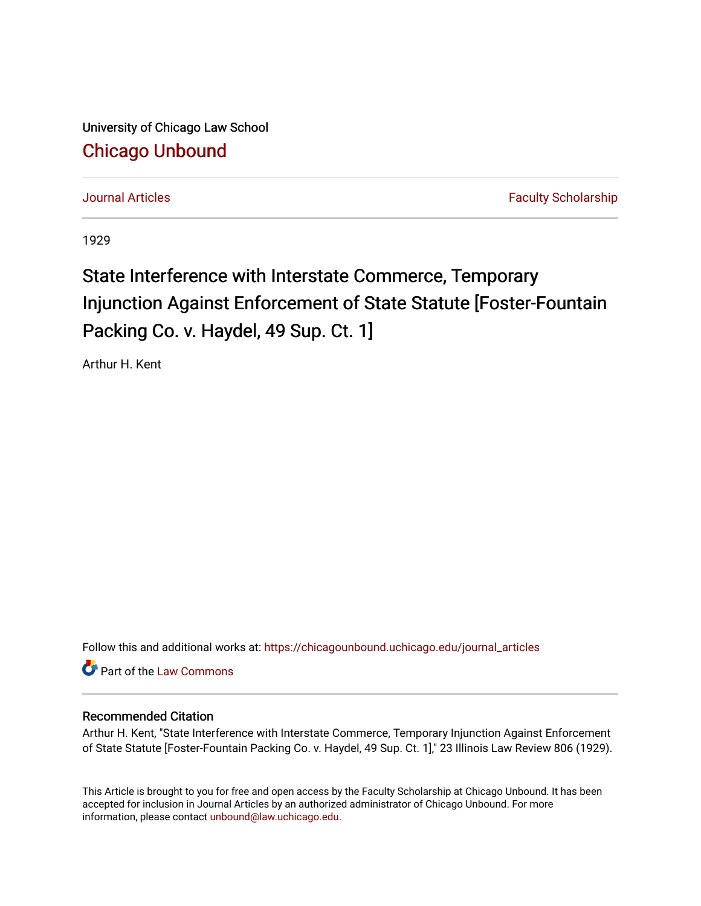University of Chicago Law School

# Chicago Unbound

Journal Articles | Faculty Scholarship

1929

# State Interference with Interstate Commerce, Temporary Injunction Against Enforcement of State Statute [Foster-Fountain Packing Co. v. Haydel, 49 Sup. Ct. 1]

Arthur H. Kent

Follow this and additional works at: https://chicagounbound.uchicago.edu/journal_articles

Part of the Law Commons

### Recommended Citation

Arthur H. Kent, "State Interference with Interstate Commerce, Temporary Injunction Against Enforcement of State Statute [Foster-Fountain Packing Co. v. Haydel, 49 Sup. Ct. 1]," 23 Illinois Law Review 806 (1929).

This Article is brought to you for free and open access by the Faculty Scholarship at Chicago Unbound. It has been accepted for inclusion in Journal Articles by an authorized administrator of Chicago Unbound. For more information, please contact unbound@law.uchicago.edu.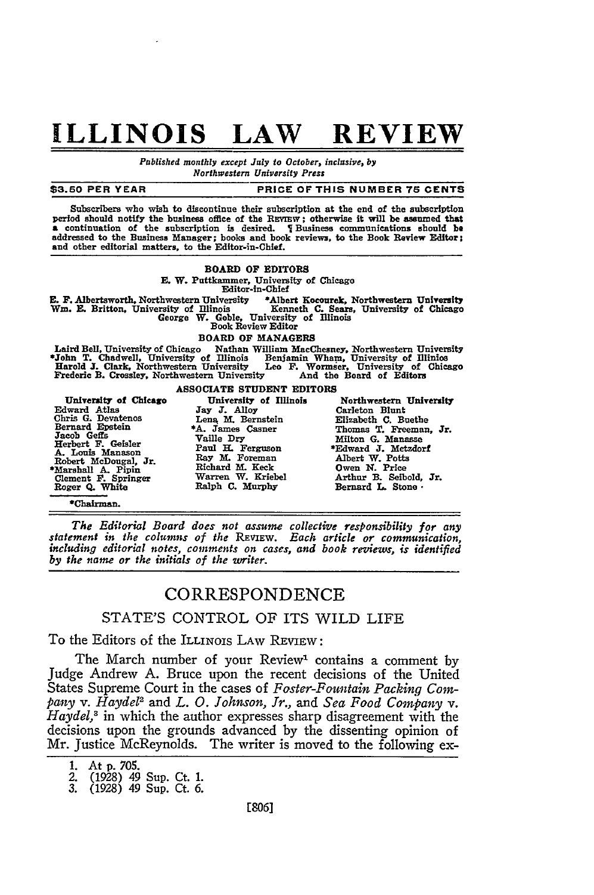# ILLINOIS LAW REVIEW

*Published monthly except July to October, inclusive, by Northwestern University Press*

$3.50 PER YEAR — PRICE OF THIS NUMBER 75 CENTS

Subscribers who wish to discontinue their subscription at the end of the subscription period should notify the business office of the REVIEW; otherwise it will be assumed that a continuation of the subscription is desired. ¶ Business communications should be addressed to the Business Manager; books and book reviews, to the Book Review Editor; and other editorial matters, to the Editor-in-Chief.

BOARD OF EDITORS

E. W. Puttkammer, University of Chicago
Editor-in-Chief

E. F. Albertsworth, Northwestern University
*Albert Kocourek, Northwestern University
Wm. E. Britton, University of Illinois
Kenneth C. Sears, University of Chicago
George W. Goble, University of Illinois
Book Review Editor

BOARD OF MANAGERS

Laird Bell, University of Chicago
Nathan William MacChesney, Northwestern University
*John T. Chadwell, University of Illinois
Benjamin Wham, University of Illinois
Harold J. Clark, Northwestern University
Leo F. Wormser, University of Chicago
Frederic B. Crossley, Northwestern University
And the Board of Editors

ASSOCIATE STUDENT EDITORS

| University of Chicago | University of Illinois | Northwestern University |
|---|---|---|
| Edward Atlas | Jay J. Alloy | Carleton Blunt |
| Chris G. Devatenos | Lena M. Bernstein | Elizabeth C. Buethe |
| Bernard Epstein | *A. James Casner | Thomas T. Freeman, Jr. |
| Jacob Geffs | Vaille Dry | Milton G. Manasse |
| Herbert F. Geisler | Paul H. Ferguson | *Edward J. Metzdorf |
| A. Louis Manason | Ray M. Foreman | Albert W. Potts |
| Robert McDougal, Jr. | Richard M. Keck | Owen N. Price |
| *Marshall A. Pipin | Warren W. Kriebel | Arthur B. Seibold, Jr. |
| Clement F. Springer | Ralph C. Murphy | Bernard L. Stone |
| Roger Q. White | | |

*Chairman.

*The Editorial Board does not assume collective responsibility for any statement in the columns of the* REVIEW. *Each article or communication, including editorial notes, comments on cases, and book reviews, is identified by the name or the initials of the writer.*

## CORRESPONDENCE

### STATE'S CONTROL OF ITS WILD LIFE

To the Editors of the ILLINOIS LAW REVIEW:

The March number of your Review[1] contains a comment by Judge Andrew A. Bruce upon the recent decisions of the United States Supreme Court in the cases of *Foster-Fountain Packing Company* v. *Haydel*[2] and *L. O. Johnson, Jr., and Sea Food Company* v. *Haydel*,[3] in which the author expresses sharp disagreement with the decisions upon the grounds advanced by the dissenting opinion of Mr. Justice McReynolds. The writer is moved to the following ex-

1. At p. 705.
2. (1928) 49 Sup. Ct. 1.
3. (1928) 49 Sup. Ct. 6.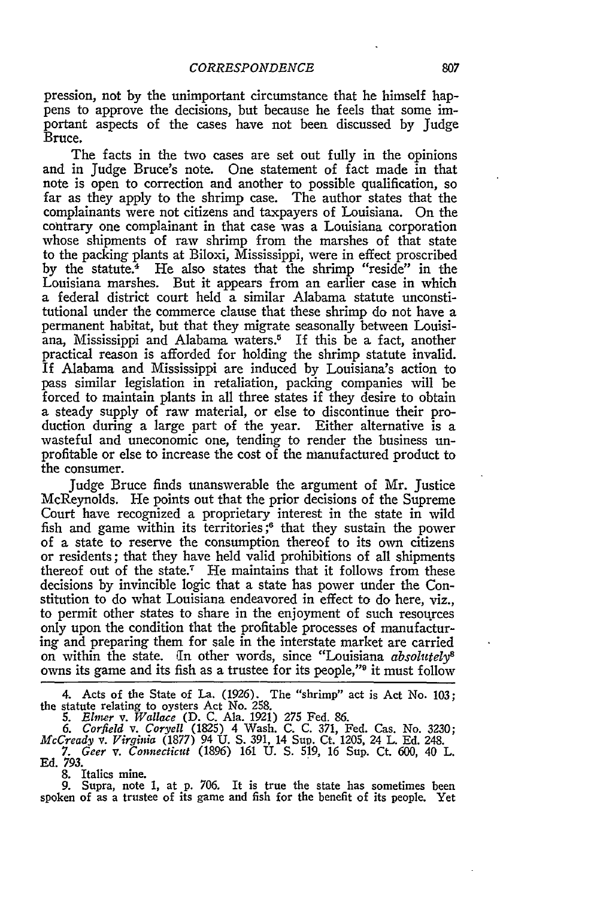pression, not by the unimportant circumstance that he himself happens to approve the decisions, but because he feels that some important aspects of the cases have not been discussed by Judge Bruce.

The facts in the two cases are set out fully in the opinions and in Judge Bruce's note. One statement of fact made in that note is open to correction and another to possible qualification, so far as they apply to the shrimp case. The author states that the complainants were not citizens and taxpayers of Louisiana. On the contrary one complainant in that case was a Louisiana corporation whose shipments of raw shrimp from the marshes of that state to the packing plants at Biloxi, Mississippi, were in effect proscribed by the statute.[4] He also states that the shrimp "reside" in the Louisiana marshes. But it appears from an earlier case in which a federal district court held a similar Alabama statute unconstitutional under the commerce clause that these shrimp do not have a permanent habitat, but that they migrate seasonally between Louisiana, Mississippi and Alabama waters.[5] If this be a fact, another practical reason is afforded for holding the shrimp statute invalid. If Alabama and Mississippi are induced by Louisiana's action to pass similar legislation in retaliation, packing companies will be forced to maintain plants in all three states if they desire to obtain a steady supply of raw material, or else to discontinue their production during a large part of the year. Either alternative is a wasteful and uneconomic one, tending to render the business unprofitable or else to increase the cost of the manufactured product to the consumer.

Judge Bruce finds unanswerable the argument of Mr. Justice McReynolds. He points out that the prior decisions of the Supreme Court have recognized a proprietary interest in the state in wild fish and game within its territories;[6] that they sustain the power of a state to reserve the consumption thereof to its own citizens or residents; that they have held valid prohibitions of all shipments thereof out of the state.[7] He maintains that it follows from these decisions by invincible logic that a state has power under the Constitution to do what Louisiana endeavored in effect to do here, viz., to permit other states to share in the enjoyment of such resources only upon the condition that the profitable processes of manufacturing and preparing them for sale in the interstate market are carried on within the state. In other words, since "Louisiana *absolutely*[8] owns its game and its fish as a trustee for its people,"[9] it must follow

4. Acts of the State of La. (1926). The "shrimp" act is Act No. 103; the statute relating to oysters Act No. 258.

5. *Elmer* v. *Wallace* (D. C. Ala. 1921) 275 Fed. 86.

6. *Corfield* v. *Coryell* (1825) 4 Wash. C. C. 371, Fed. Cas. No. 3230; *McCready* v. *Virginia* (1877) 94 U. S. 391, 14 Sup. Ct. 1205, 24 L. Ed. 248.

7. *Geer* v. *Connecticut* (1896) 161 U. S. 519, 16 Sup. Ct. 600, 40 L. Ed. 793.

8. Italics mine.

9. Supra, note 1, at p. 706. It is true the state has sometimes been spoken of as a trustee of its game and fish for the benefit of its people. Yet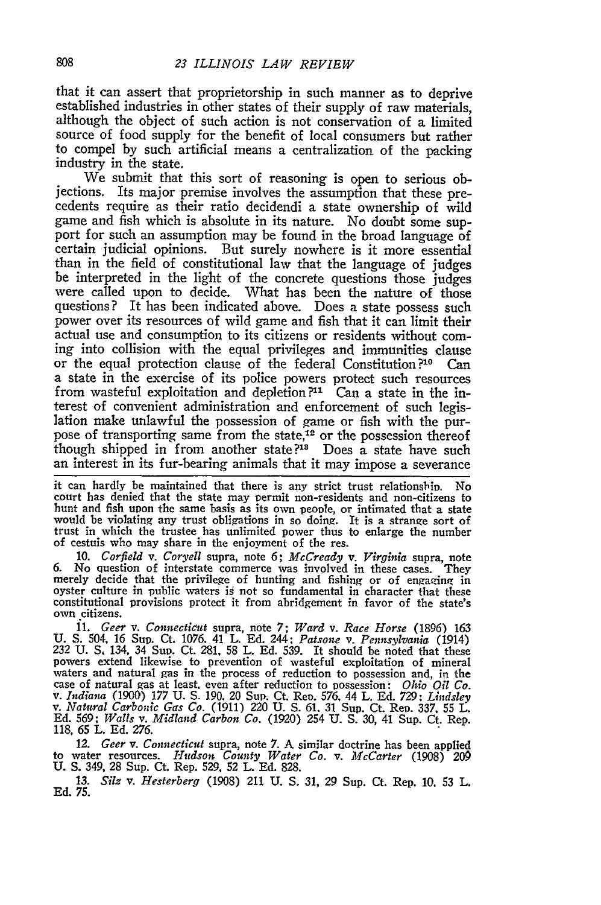that it can assert that proprietorship in such manner as to deprive established industries in other states of their supply of raw materials, although the object of such action is not conservation of a limited source of food supply for the benefit of local consumers but rather to compel by such artificial means a centralization of the packing industry in the state.

We submit that this sort of reasoning is open to serious objections. Its major premise involves the assumption that these precedents require as their ratio decidendi a state ownership of wild game and fish which is absolute in its nature. No doubt some support for such an assumption may be found in the broad language of certain judicial opinions. But surely nowhere is it more essential than in the field of constitutional law that the language of judges be interpreted in the light of the concrete questions those judges were called upon to decide. What has been the nature of those questions? It has been indicated above. Does a state possess such power over its resources of wild game and fish that it can limit their actual use and consumption to its citizens or residents without coming into collision with the equal privileges and immunities clause or the equal protection clause of the federal Constitution?[10] Can a state in the exercise of its police powers protect such resources from wasteful exploitation and depletion?[11] Can a state in the interest of convenient administration and enforcement of such legislation make unlawful the possession of game or fish with the purpose of transporting same from the state,[12] or the possession thereof though shipped in from another state?[13] Does a state have such an interest in its fur-bearing animals that it may impose a severance

---

it can hardly be maintained that there is any strict trust relationship. No court has denied that the state may permit non-residents and non-citizens to hunt and fish upon the same basis as its own people, or intimated that a state would be violating any trust obligations in so doing. It is a strange sort of trust in which the trustee has unlimited power thus to enlarge the number of cestuis who may share in the enjoyment of the res.

10. *Corfield* v. *Coryell* supra, note 6; *McCready* v. *Virginia* supra, note 6. No question of interstate commerce was involved in these cases. They merely decide that the privilege of hunting and fishing or of engaging in oyster culture in public waters is not so fundamental in character that these constitutional provisions protect it from abridgement in favor of the state's own citizens.

11. *Geer* v. *Connecticut* supra, note 7; *Ward* v. *Race Horse* (1896) 163 U. S. 504, 16 Sup. Ct. 1076, 41 L. Ed. 244; *Patsone* v. *Pennsylvania* (1914) 232 U. S. 134, 34 Sup. Ct. 281, 58 L. Ed. 539. It should be noted that these powers extend likewise to prevention of wasteful exploitation of mineral waters and natural gas in the process of reduction to possession and, in the case of natural gas at least, even after reduction to possession: *Ohio Oil Co.* v. *Indiana* (1900) 177 U. S. 190, 20 Sup. Ct. Rep. 576, 44 L. Ed. 729; *Lindsley* v. *Natural Carbonic Gas Co.* (1911) 220 U. S. 61, 31 Sup. Ct. Rep. 337, 55 L. Ed. 569; *Walls* v. *Midland Carbon Co.* (1920) 254 U. S. 30, 41 Sup. Ct. Rep. 118, 65 L. Ed. 276.

12. *Geer* v. *Connecticut* supra, note 7. A similar doctrine has been applied to water resources. *Hudson County Water Co.* v. *McCarter* (1908) 209 U. S. 349, 28 Sup. Ct. Rep. 529, 52 L. Ed. 828.

13. *Silz* v. *Hesterberg* (1908) 211 U. S. 31, 29 Sup. Ct. Rep. 10, 53 L. Ed. 75.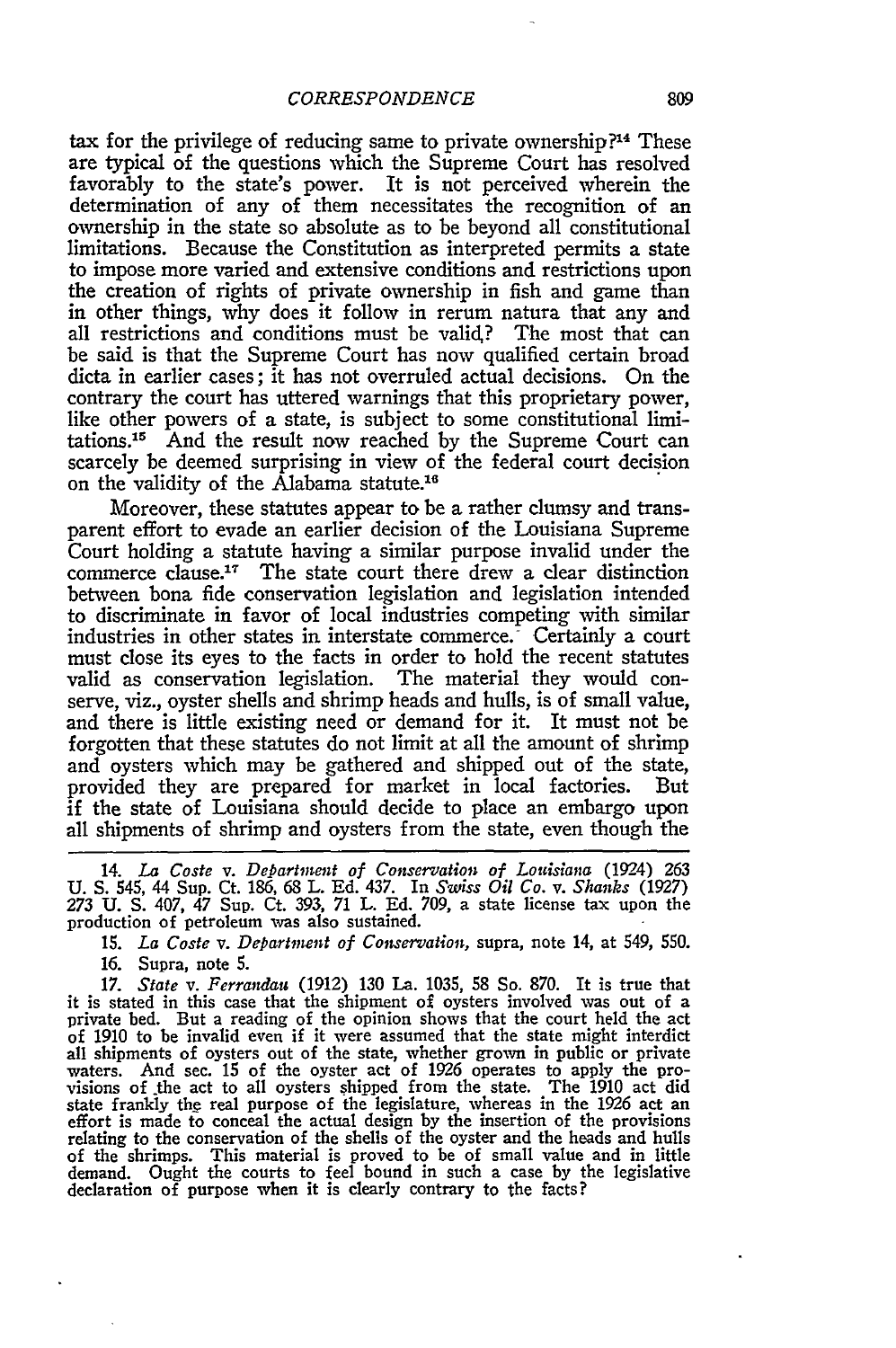tax for the privilege of reducing same to private ownership?[14] These are typical of the questions which the Supreme Court has resolved favorably to the state's power. It is not perceived wherein the determination of any of them necessitates the recognition of an ownership in the state so absolute as to be beyond all constitutional limitations. Because the Constitution as interpreted permits a state to impose more varied and extensive conditions and restrictions upon the creation of rights of private ownership in fish and game than in other things, why does it follow in rerum natura that any and all restrictions and conditions must be valid? The most that can be said is that the Supreme Court has now qualified certain broad dicta in earlier cases; it has not overruled actual decisions. On the contrary the court has uttered warnings that this proprietary power, like other powers of a state, is subject to some constitutional limitations.[15] And the result now reached by the Supreme Court can scarcely be deemed surprising in view of the federal court decision on the validity of the Alabama statute.[16]

Moreover, these statutes appear to be a rather clumsy and transparent effort to evade an earlier decision of the Louisiana Supreme Court holding a statute having a similar purpose invalid under the commerce clause.[17] The state court there drew a clear distinction between bona fide conservation legislation and legislation intended to discriminate in favor of local industries competing with similar industries in other states in interstate commerce. Certainly a court must close its eyes to the facts in order to hold the recent statutes valid as conservation legislation. The material they would conserve, viz., oyster shells and shrimp heads and hulls, is of small value, and there is little existing need or demand for it. It must not be forgotten that these statutes do not limit at all the amount of shrimp and oysters which may be gathered and shipped out of the state, provided they are prepared for market in local factories. But if the state of Louisiana should decide to place an embargo upon all shipments of shrimp and oysters from the state, even though the

---

14. *La Coste* v. *Department of Conservation of Louisiana* (1924) 263 U. S. 545, 44 Sup. Ct. 186, 68 L. Ed. 437. In *Swiss Oil Co.* v. *Shanks* (1927) 273 U. S. 407, 47 Sup. Ct. 393, 71 L. Ed. 709, a state license tax upon the production of petroleum was also sustained.

15. *La Coste* v. *Department of Conservation*, supra, note 14, at 549, 550.

16. Supra, note 5.

17. *State* v. *Ferrandau* (1912) 130 La. 1035, 58 So. 870. It is true that it is stated in this case that the shipment of oysters involved was out of a private bed. But a reading of the opinion shows that the court held the act of 1910 to be invalid even if it were assumed that the state might interdict all shipments of oysters out of the state, whether grown in public or private waters. And sec. 15 of the oyster act of 1926 operates to apply the provisions of the act to all oysters shipped from the state. The 1910 act did state frankly the real purpose of the legislature, whereas in the 1926 act an effort is made to conceal the actual design by the insertion of the provisions relating to the conservation of the shells of the oyster and the heads and hulls of the shrimps. This material is proved to be of small value and in little demand. Ought the courts to feel bound in such a case by the legislative declaration of purpose when it is clearly contrary to the facts?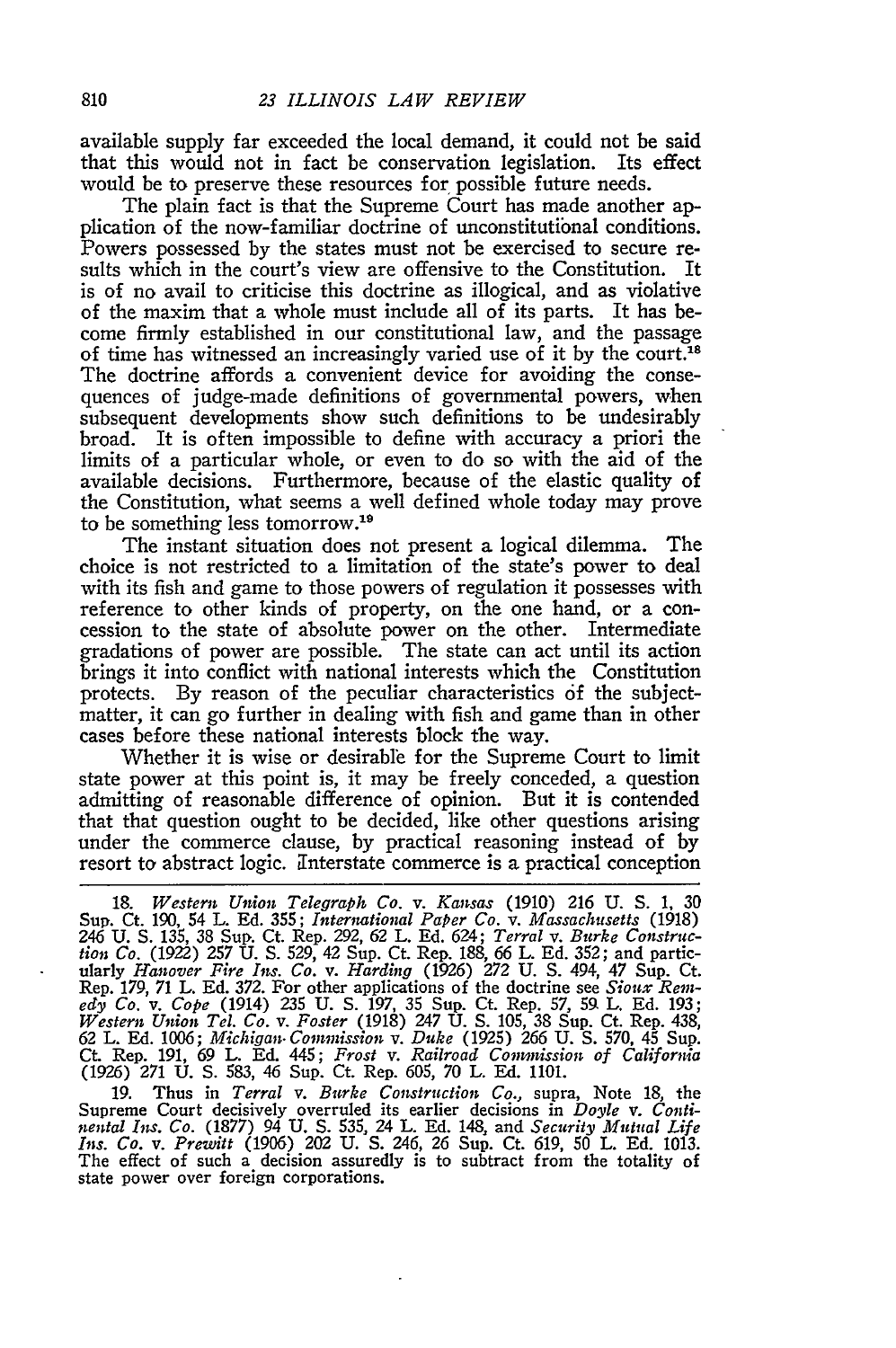available supply far exceeded the local demand, it could not be said that this would not in fact be conservation legislation. Its effect would be to preserve these resources for possible future needs.

The plain fact is that the Supreme Court has made another application of the now-familiar doctrine of unconstitutional conditions. Powers possessed by the states must not be exercised to secure results which in the court's view are offensive to the Constitution. It is of no avail to criticise this doctrine as illogical, and as violative of the maxim that a whole must include all of its parts. It has become firmly established in our constitutional law, and the passage of time has witnessed an increasingly varied use of it by the court.[18] The doctrine affords a convenient device for avoiding the consequences of judge-made definitions of governmental powers, when subsequent developments show such definitions to be undesirably broad. It is often impossible to define with accuracy a priori the limits of a particular whole, or even to do so with the aid of the available decisions. Furthermore, because of the elastic quality of the Constitution, what seems a well defined whole today may prove to be something less tomorrow.[19]

The instant situation does not present a logical dilemma. The choice is not restricted to a limitation of the state's power to deal with its fish and game to those powers of regulation it possesses with reference to other kinds of property, on the one hand, or a concession to the state of absolute power on the other. Intermediate gradations of power are possible. The state can act until its action brings it into conflict with national interests which the Constitution protects. By reason of the peculiar characteristics of the subject-matter, it can go further in dealing with fish and game than in other cases before these national interests block the way.

Whether it is wise or desirable for the Supreme Court to limit state power at this point is, it may be freely conceded, a question admitting of reasonable difference of opinion. But it is contended that that question ought to be decided, like other questions arising under the commerce clause, by practical reasoning instead of by resort to abstract logic. Interstate commerce is a practical conception

18. *Western Union Telegraph Co. v. Kansas* (1910) 216 U. S. 1, 30 Sup. Ct. 190, 54 L. Ed. 355; *International Paper Co. v. Massachusetts* (1918) 246 U. S. 135, 38 Sup. Ct. Rep. 292, 62 L. Ed. 624; *Terral v. Burke Construction Co.* (1922) 257 U. S. 529, 42 Sup. Ct. Rep. 188, 66 L. Ed. 352; and particularly *Hanover Fire Ins. Co. v. Harding* (1926) 272 U. S. 494, 47 Sup. Ct. Rep. 179, 71 L. Ed. 372. For other applications of the doctrine see *Sioux Remedy Co. v. Cope* (1914) 235 U. S. 197, 35 Sup. Ct. Rep. 57, 59 L. Ed. 193; *Western Union Tel. Co. v. Foster* (1918) 247 U. S. 105, 38 Sup. Ct. Rep. 438, 62 L. Ed. 1006; *Michigan Commission v. Duke* (1925) 266 U. S. 570, 45 Sup. Ct. Rep. 191, 69 L. Ed. 445; *Frost v. Railroad Commission of California* (1926) 271 U. S. 583, 46 Sup. Ct. Rep. 605, 70 L. Ed. 1101.

19. Thus in *Terral v. Burke Construction Co.*, supra, Note 18, the Supreme Court decisively overruled its earlier decisions in *Doyle v. Continental Ins. Co.* (1877) 94 U. S. 535, 24 L. Ed. 148, and *Security Mutual Life Ins. Co. v. Prewitt* (1906) 202 U. S. 246, 26 Sup. Ct. 619, 50 L. Ed. 1013. The effect of such a decision assuredly is to subtract from the totality of state power over foreign corporations.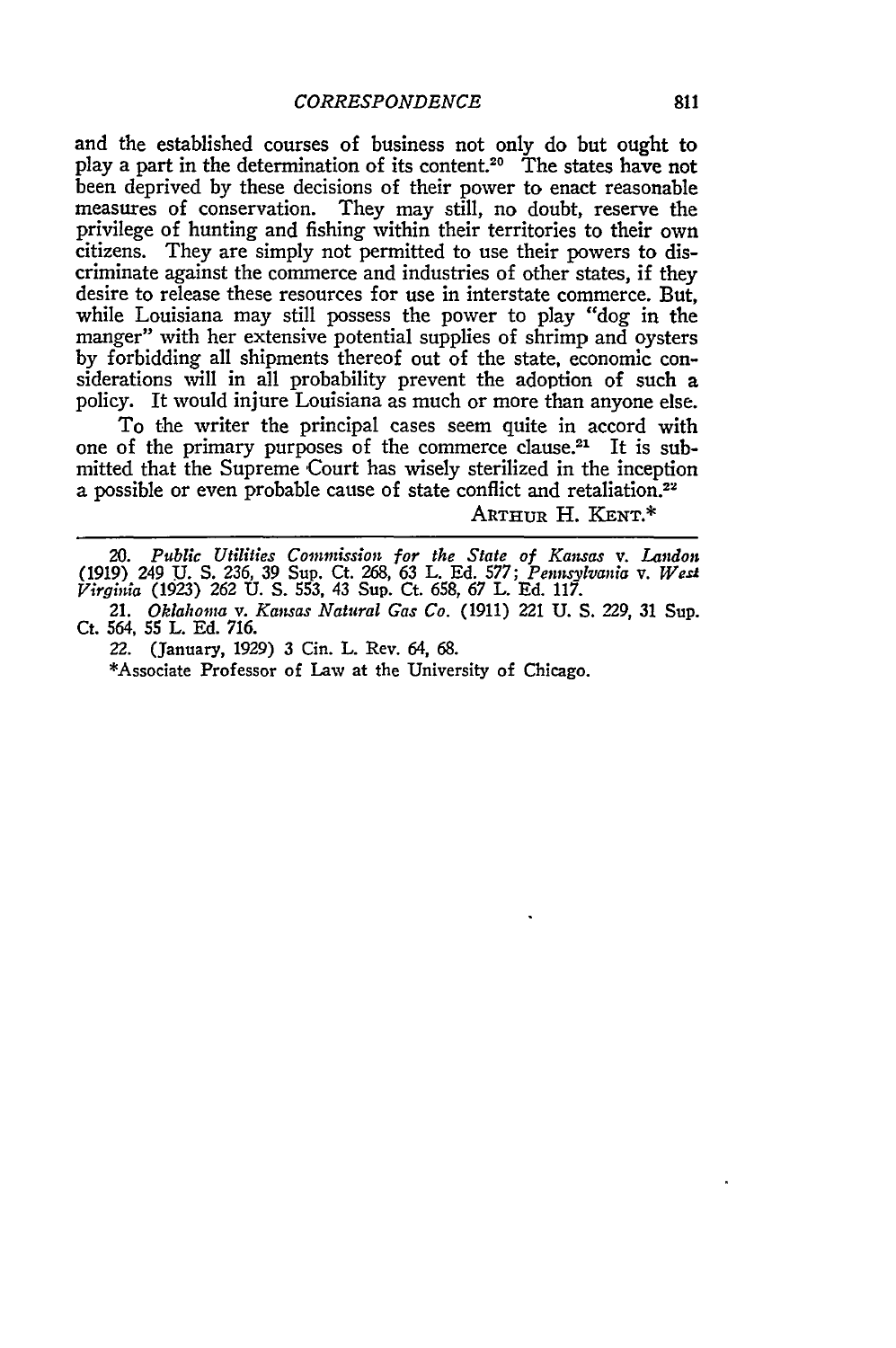and the established courses of business not only do but ought to play a part in the determination of its content.[20] The states have not been deprived by these decisions of their power to enact reasonable measures of conservation. They may still, no doubt, reserve the privilege of hunting and fishing within their territories to their own citizens. They are simply not permitted to use their powers to discriminate against the commerce and industries of other states, if they desire to release these resources for use in interstate commerce. But, while Louisiana may still possess the power to play "dog in the manger" with her extensive potential supplies of shrimp and oysters by forbidding all shipments thereof out of the state, economic considerations will in all probability prevent the adoption of such a policy. It would injure Louisiana as much or more than anyone else.

To the writer the principal cases seem quite in accord with one of the primary purposes of the commerce clause.[21] It is submitted that the Supreme Court has wisely sterilized in the inception a possible or even probable cause of state conflict and retaliation.[22]

ARTHUR H. KENT.*

---

20. *Public Utilities Commission for the State of Kansas* v. *Landon* (1919) 249 U. S. 236, 39 Sup. Ct. 268, 63 L. Ed. 577; *Pennsylvania* v. *West Virginia* (1923) 262 U. S. 553, 43 Sup. Ct. 658, 67 L. Ed. 117.

21. *Oklahoma* v. *Kansas Natural Gas Co.* (1911) 221 U. S. 229, 31 Sup. Ct. 564, 55 L. Ed. 716.

22. (January, 1929) 3 Cin. L. Rev. 64, 68.

*Associate Professor of Law at the University of Chicago.